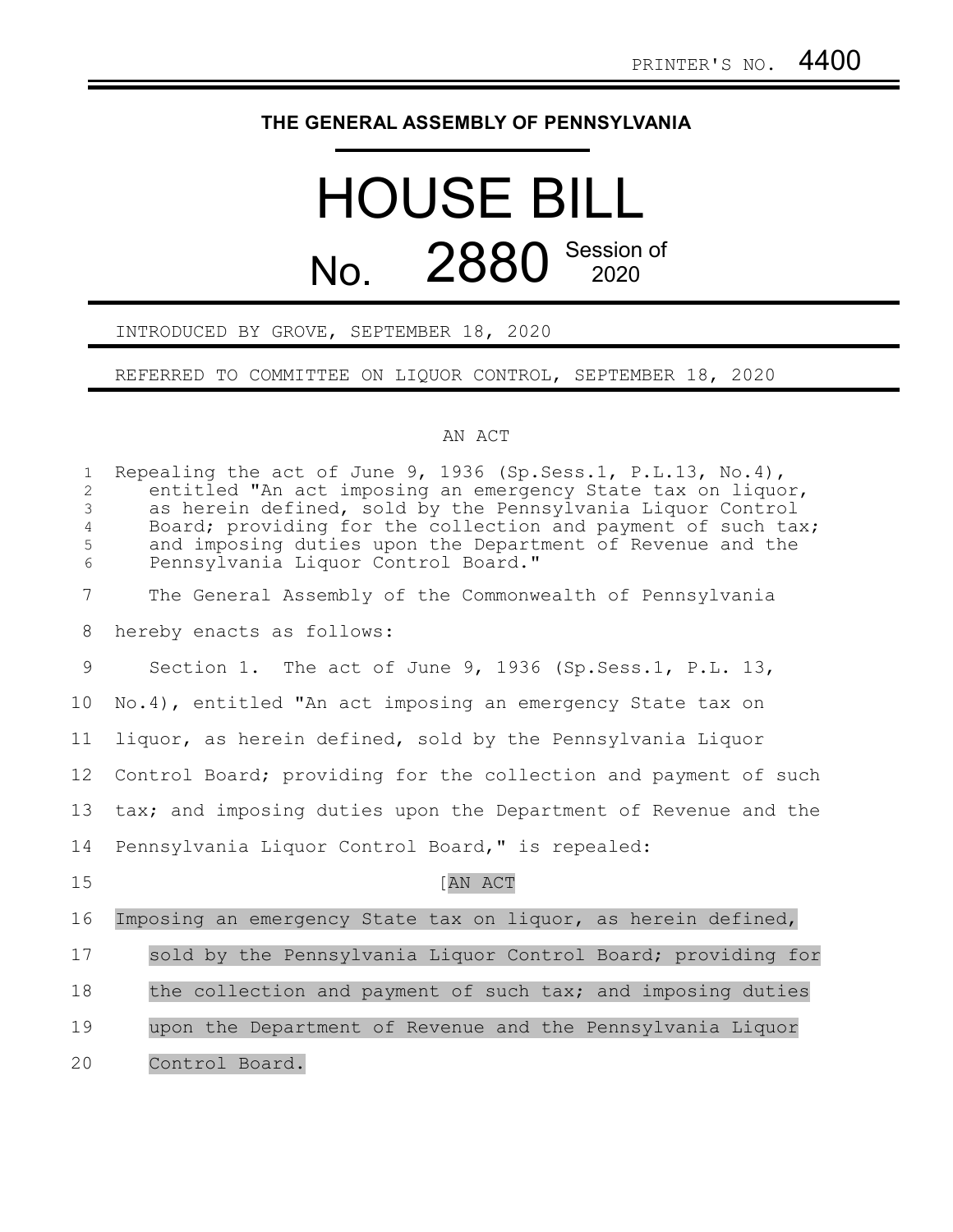PRINTER'S NO. 4400

**THE GENERAL ASSEMBLY OF PENNSYLVANIA**

# HOUSE BILL

# No. 2880 Session of 2020

INTRODUCED BY GROVE, SEPTEMBER 18, 2020

REFERRED TO COMMITTEE ON LIQUOR CONTROL, SEPTEMBER 18, 2020

AN ACT

Repealing the act of June 9, 1936 (Sp.Sess.1, P.L.13, No.4), entitled "An act imposing an emergency State tax on liquor, as herein defined, sold by the Pennsylvania Liquor Control Board; providing for the collection and payment of such tax; and imposing duties upon the Department of Revenue and the Pennsylvania Liquor Control Board."

The General Assembly of the Commonwealth of Pennsylvania hereby enacts as follows:

Section 1. The act of June 9, 1936 (Sp.Sess.1, P.L. 13, No.4), entitled "An act imposing an emergency State tax on liquor, as herein defined, sold by the Pennsylvania Liquor Control Board; providing for the collection and payment of such tax; and imposing duties upon the Department of Revenue and the Pennsylvania Liquor Control Board," is repealed:

[AN ACT

Imposing an emergency State tax on liquor, as herein defined, sold by the Pennsylvania Liquor Control Board; providing for the collection and payment of such tax; and imposing duties upon the Department of Revenue and the Pennsylvania Liquor Control Board.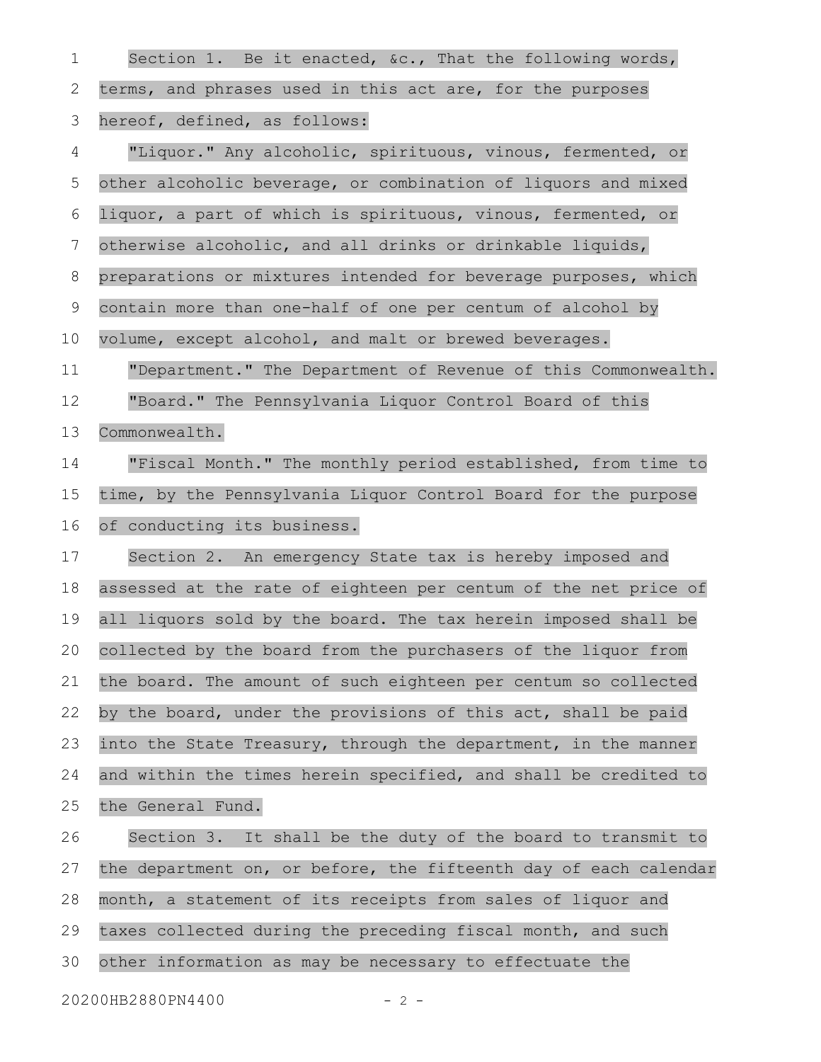Section 1. Be it enacted, &c., That the following words, terms, and phrases used in this act are, for the purposes hereof, defined, as follows:

"Liquor." Any alcoholic, spirituous, vinous, fermented, or other alcoholic beverage, or combination of liquors and mixed liquor, a part of which is spirituous, vinous, fermented, or otherwise alcoholic, and all drinks or drinkable liquids, preparations or mixtures intended for beverage purposes, which contain more than one-half of one per centum of alcohol by volume, except alcohol, and malt or brewed beverages.

"Department." The Department of Revenue of this Commonwealth.

"Board." The Pennsylvania Liquor Control Board of this Commonwealth.

"Fiscal Month." The monthly period established, from time to time, by the Pennsylvania Liquor Control Board for the purpose of conducting its business.

Section 2. An emergency State tax is hereby imposed and assessed at the rate of eighteen per centum of the net price of all liquors sold by the board. The tax herein imposed shall be collected by the board from the purchasers of the liquor from the board. The amount of such eighteen per centum so collected by the board, under the provisions of this act, shall be paid into the State Treasury, through the department, in the manner and within the times herein specified, and shall be credited to the General Fund.

Section 3. It shall be the duty of the board to transmit to the department on, or before, the fifteenth day of each calendar month, a statement of its receipts from sales of liquor and taxes collected during the preceding fiscal month, and such other information as may be necessary to effectuate the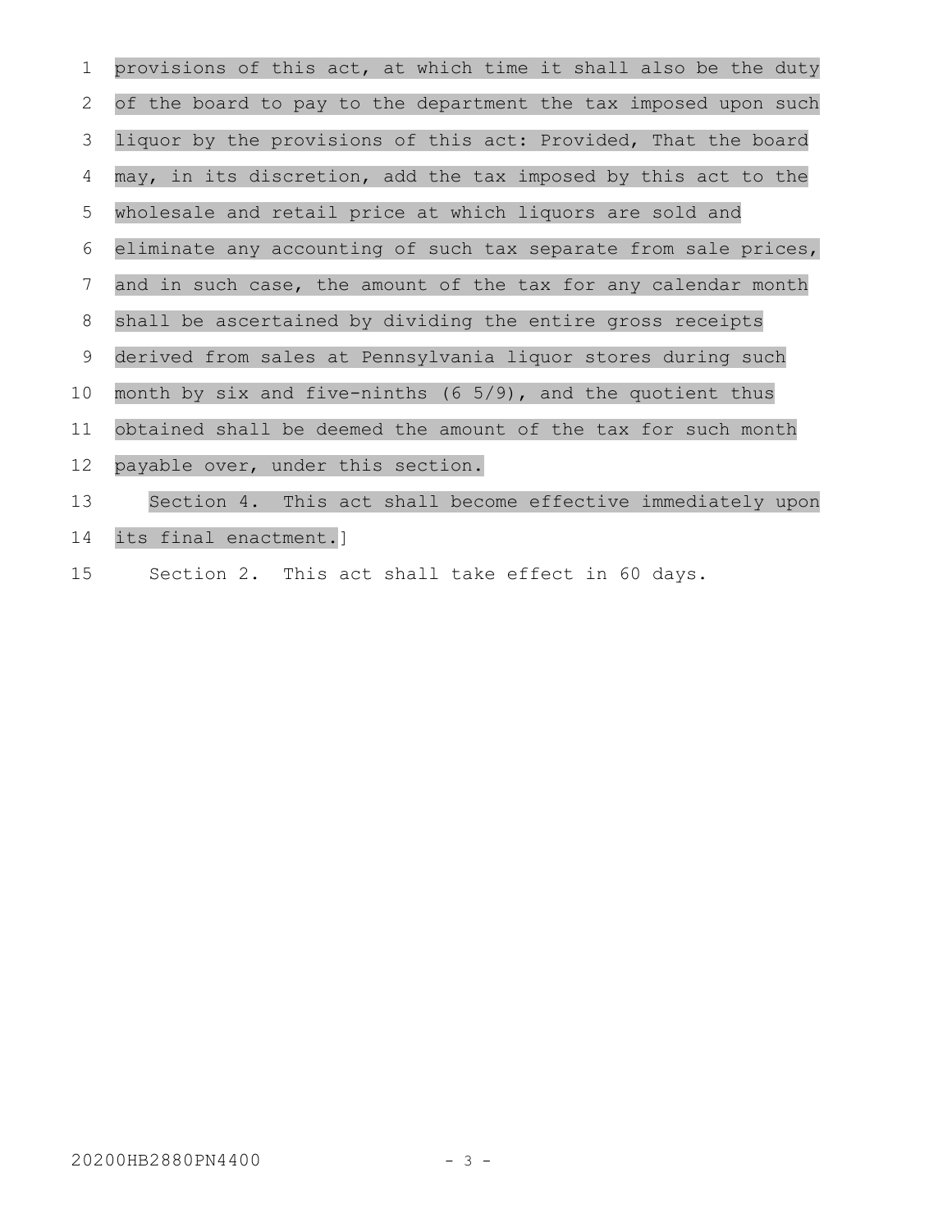provisions of this act, at which time it shall also be the duty of the board to pay to the department the tax imposed upon such liquor by the provisions of this act: Provided, That the board may, in its discretion, add the tax imposed by this act to the wholesale and retail price at which liquors are sold and eliminate any accounting of such tax separate from sale prices, and in such case, the amount of the tax for any calendar month shall be ascertained by dividing the entire gross receipts derived from sales at Pennsylvania liquor stores during such month by six and five-ninths (6 5/9), and the quotient thus obtained shall be deemed the amount of the tax for such month payable over, under this section.

Section 4. This act shall become effective immediately upon its final enactment.]

Section 2. This act shall take effect in 60 days.